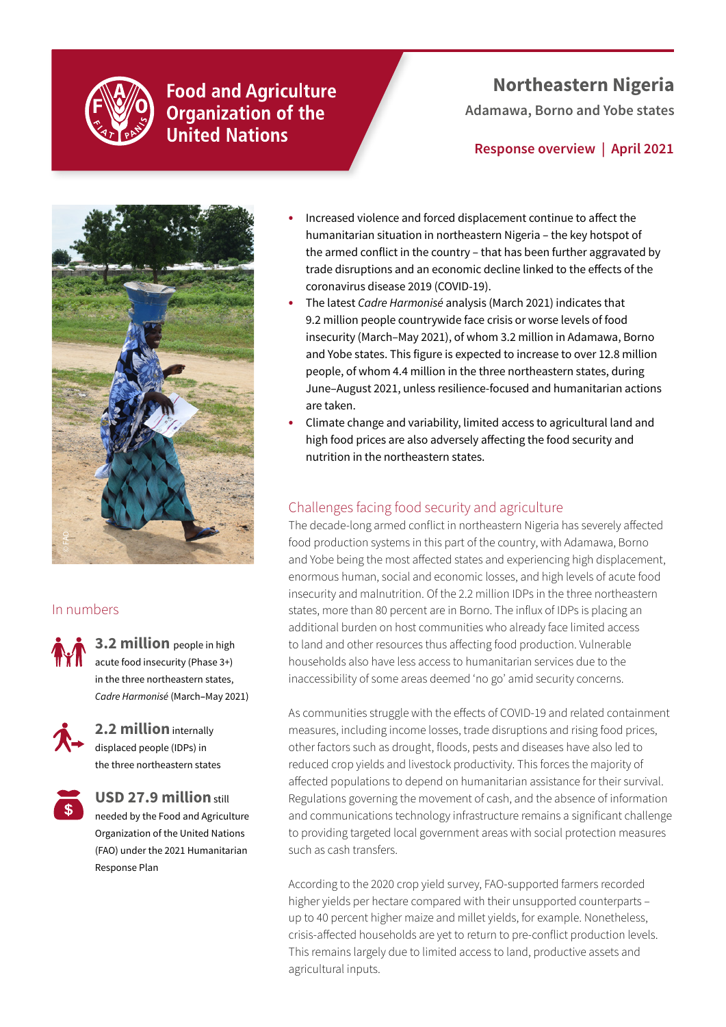Food and Agriculture Organization of the United Nations

# Northeastern Nigeria

**Adamawa, Borno and Yobe states**

**Response overview | April 2021**

- Increased violence and forced displacement continue to affect the humanitarian situation in northeastern Nigeria – the key hotspot of the armed conflict in the country – that has been further aggravated by trade disruptions and an economic decline linked to the effects of the coronavirus disease 2019 (COVID-19).
- The latest *Cadre Harmonisé* analysis (March 2021) indicates that 9.2 million people countrywide face crisis or worse levels of food insecurity (March–May 2021), of whom 3.2 million in Adamawa, Borno and Yobe states. This figure is expected to increase to over 12.8 million people, of whom 4.4 million in the three northeastern states, during June–August 2021, unless resilience-focused and humanitarian actions are taken.
- Climate change and variability, limited access to agricultural land and high food prices are also adversely affecting the food security and nutrition in the northeastern states.

## In numbers

**3.2 million** people in high acute food insecurity (Phase 3+) in the three northeastern states, *Cadre Harmonisé* (March–May 2021)

**2.2 million** internally displaced people (IDPs) in the three northeastern states

**USD 27.9 million** still needed by the Food and Agriculture Organization of the United Nations (FAO) under the 2021 Humanitarian Response Plan

## Challenges facing food security and agriculture

The decade-long armed conflict in northeastern Nigeria has severely affected food production systems in this part of the country, with Adamawa, Borno and Yobe being the most affected states and experiencing high displacement, enormous human, social and economic losses, and high levels of acute food insecurity and malnutrition. Of the 2.2 million IDPs in the three northeastern states, more than 80 percent are in Borno. The influx of IDPs is placing an additional burden on host communities who already face limited access to land and other resources thus affecting food production. Vulnerable households also have less access to humanitarian services due to the inaccessibility of some areas deemed 'no go' amid security concerns.

As communities struggle with the effects of COVID-19 and related containment measures, including income losses, trade disruptions and rising food prices, other factors such as drought, floods, pests and diseases have also led to reduced crop yields and livestock productivity. This forces the majority of affected populations to depend on humanitarian assistance for their survival. Regulations governing the movement of cash, and the absence of information and communications technology infrastructure remains a significant challenge to providing targeted local government areas with social protection measures such as cash transfers.

According to the 2020 crop yield survey, FAO-supported farmers recorded higher yields per hectare compared with their unsupported counterparts – up to 40 percent higher maize and millet yields, for example. Nonetheless, crisis-affected households are yet to return to pre-conflict production levels. This remains largely due to limited access to land, productive assets and agricultural inputs.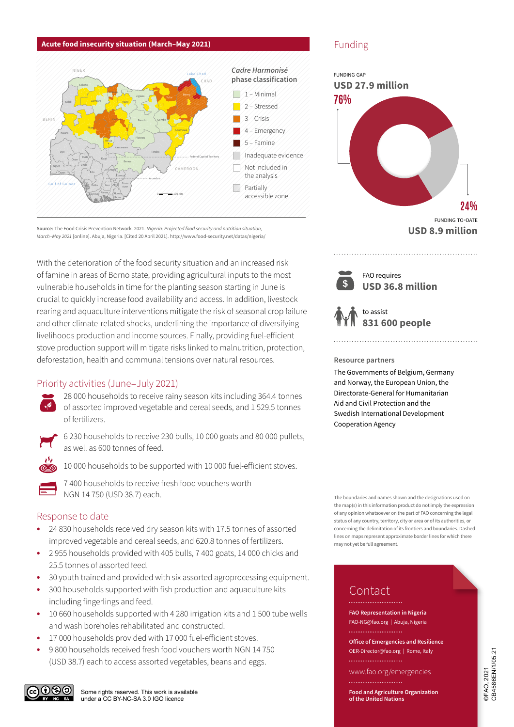## Acute food insecurity situation (March–May 2021)

*Cadre Harmonisé* phase classification

- 1 – Minimal
- 2 – Stressed
- 3 – Crisis
- 4 – Emergency
- 5 – Famine
- Inadequate evidence
- Not included in the analysis
- Partially accessible zone

NIGER
Lake Chad
CHAD
BENIN
CAMEROON
Gulf of Guinea
Sokoto
Katsina
Zamfara
Kebbi
Kano
Jigawa
Yobe
Borno
Kaduna
Bauchi
Gombe
Niger
Adamawa
Kwara
Abuja
Plateau
Nassarawa
Taraba
Oyo
Osun
Ekiti
Kogi
Federal Capital Territory
Ogun
Ondo
Benue
Lagos
Edo
Enugu
Ebonyi
Anambra
Delta
Imo
Abia
Cross River
Bayelsa
Rivers
Akwa Ibom
0 — 100 km

**Source:** The Food Crisis Prevention Network. 2021. *Nigeria: Projected food security and nutrition situation, March–May 2021* [online]. Abuja, Nigeria. [Cited 20 April 2021]. http://www.food-security.net/datas/nigeria/

With the deterioration of the food security situation and an increased risk of famine in areas of Borno state, providing agricultural inputs to the most vulnerable households in time for the planting season starting in June is crucial to quickly increase food availability and access. In addition, livestock rearing and aquaculture interventions mitigate the risk of seasonal crop failure and other climate-related shocks, underlining the importance of diversifying livelihoods production and income sources. Finally, providing fuel-efficient stove production support will mitigate risks linked to malnutrition, protection, deforestation, health and communal tensions over natural resources.

## Priority activities (June–July 2021)

- 28 000 households to receive rainy season kits including 364.4 tonnes of assorted improved vegetable and cereal seeds, and 1 529.5 tonnes of fertilizers.
- 6 230 households to receive 230 bulls, 10 000 goats and 80 000 pullets, as well as 600 tonnes of feed.
- 10 000 households to be supported with 10 000 fuel-efficient stoves.
- 7 400 households to receive fresh food vouchers worth NGN 14 750 (USD 38.7) each.

## Response to date

- 24 830 households received dry season kits with 17.5 tonnes of assorted improved vegetable and cereal seeds, and 620.8 tonnes of fertilizers.
- 2 955 households provided with 405 bulls, 7 400 goats, 14 000 chicks and 25.5 tonnes of assorted feed.
- 30 youth trained and provided with six assorted agroprocessing equipment.
- 300 households supported with fish production and aquaculture kits including fingerlings and feed.
- 10 660 households supported with 4 280 irrigation kits and 1 500 tube wells and wash boreholes rehabilitated and constructed.
- 17 000 households provided with 17 000 fuel-efficient stoves.
- 9 800 households received fresh food vouchers worth NGN 14 750 (USD 38.7) each to access assorted vegetables, beans and eggs.

## Funding

FUNDING GAP
**USD 27.9 million**
76%

24%
FUNDING TO-DATE
**USD 8.9 million**

FAO requires
**USD 36.8 million**

to assist
**831 600 people**

### Resource partners

The Governments of Belgium, Germany and Norway, the European Union, the Directorate-General for Humanitarian Aid and Civil Protection and the Swedish International Development Cooperation Agency

The boundaries and names shown and the designations used on the map(s) in this information product do not imply the expression of any opinion whatsoever on the part of FAO concerning the legal status of any country, territory, city or area or of its authorities, or concerning the delimitation of its frontiers and boundaries. Dashed lines on maps represent approximate border lines for which there may not yet be full agreement.

## Contact

**FAO Representation in Nigeria**
FAO-NG@fao.org | Abuja, Nigeria

**Office of Emergencies and Resilience**
OER-Director@fao.org | Rome, Italy

www.fao.org/emergencies

**Food and Agriculture Organization of the United Nations**

Some rights reserved. This work is available under a CC BY-NC-SA 3.0 IGO licence

©FAO, 2021
CB4586EN/1/05.21